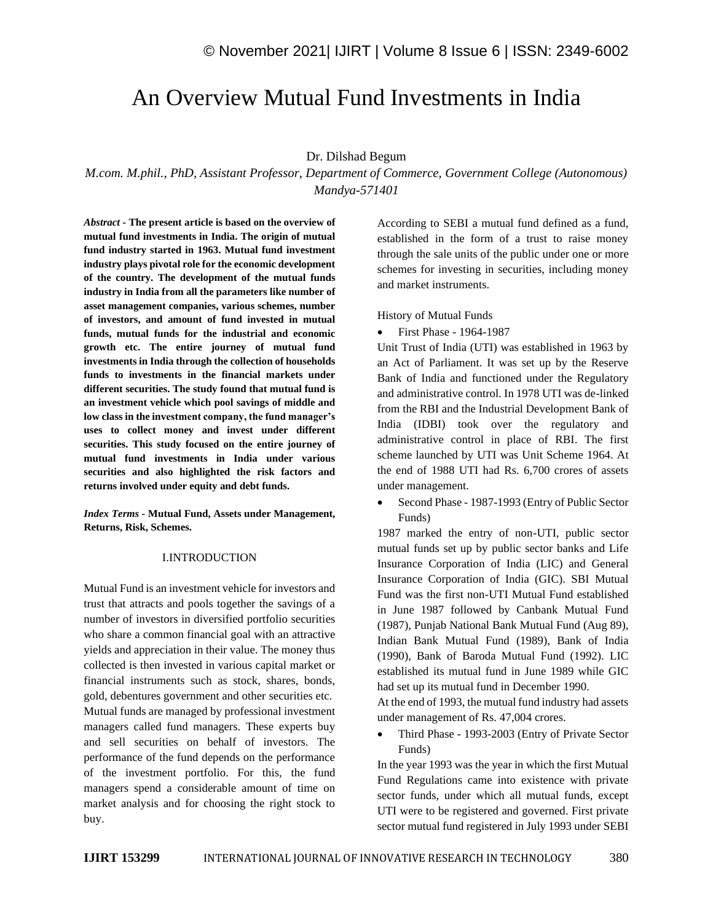# An Overview Mutual Fund Investments in India

Dr. Dilshad Begum

*M.com. M.phil., PhD, Assistant Professor, Department of Commerce, Government College (Autonomous) Mandya-571401*

***Abstract* - The present article is based on the overview of mutual fund investments in India. The origin of mutual fund industry started in 1963. Mutual fund investment industry plays pivotal role for the economic development of the country. The development of the mutual funds industry in India from all the parameters like number of asset management companies, various schemes, number of investors, and amount of fund invested in mutual funds, mutual funds for the industrial and economic growth etc. The entire journey of mutual fund investments in India through the collection of households funds to investments in the financial markets under different securities. The study found that mutual fund is an investment vehicle which pool savings of middle and low class in the investment company, the fund manager's uses to collect money and invest under different securities. This study focused on the entire journey of mutual fund investments in India under various securities and also highlighted the risk factors and returns involved under equity and debt funds.**

***Index Terms* - Mutual Fund, Assets under Management, Returns, Risk, Schemes.**

## I.INTRODUCTION

Mutual Fund is an investment vehicle for investors and trust that attracts and pools together the savings of a number of investors in diversified portfolio securities who share a common financial goal with an attractive yields and appreciation in their value. The money thus collected is then invested in various capital market or financial instruments such as stock, shares, bonds, gold, debentures government and other securities etc.

Mutual funds are managed by professional investment managers called fund managers. These experts buy and sell securities on behalf of investors. The performance of the fund depends on the performance of the investment portfolio. For this, the fund managers spend a considerable amount of time on market analysis and for choosing the right stock to buy.

According to SEBI a mutual fund defined as a fund, established in the form of a trust to raise money through the sale units of the public under one or more schemes for investing in securities, including money and market instruments.

History of Mutual Funds

- First Phase - 1964-1987

Unit Trust of India (UTI) was established in 1963 by an Act of Parliament. It was set up by the Reserve Bank of India and functioned under the Regulatory and administrative control. In 1978 UTI was de-linked from the RBI and the Industrial Development Bank of India (IDBI) took over the regulatory and administrative control in place of RBI. The first scheme launched by UTI was Unit Scheme 1964. At the end of 1988 UTI had Rs. 6,700 crores of assets under management.

- Second Phase - 1987-1993 (Entry of Public Sector Funds)

1987 marked the entry of non-UTI, public sector mutual funds set up by public sector banks and Life Insurance Corporation of India (LIC) and General Insurance Corporation of India (GIC). SBI Mutual Fund was the first non-UTI Mutual Fund established in June 1987 followed by Canbank Mutual Fund (1987), Punjab National Bank Mutual Fund (Aug 89), Indian Bank Mutual Fund (1989), Bank of India (1990), Bank of Baroda Mutual Fund (1992). LIC established its mutual fund in June 1989 while GIC had set up its mutual fund in December 1990.

At the end of 1993, the mutual fund industry had assets under management of Rs. 47,004 crores.

- Third Phase - 1993-2003 (Entry of Private Sector Funds)

In the year 1993 was the year in which the first Mutual Fund Regulations came into existence with private sector funds, under which all mutual funds, except UTI were to be registered and governed. First private sector mutual fund registered in July 1993 under SEBI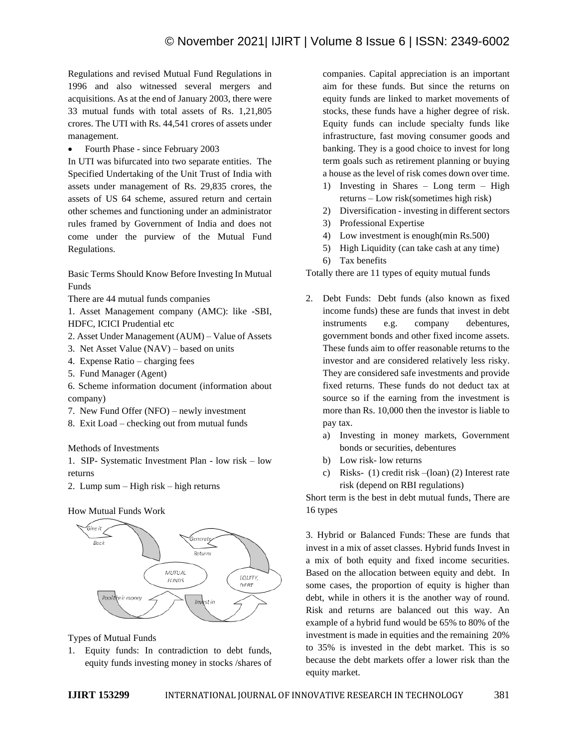Regulations and revised Mutual Fund Regulations in 1996 and also witnessed several mergers and acquisitions. As at the end of January 2003, there were 33 mutual funds with total assets of Rs. 1,21,805 crores. The UTI with Rs. 44,541 crores of assets under management.

- Fourth Phase - since February 2003

In UTI was bifurcated into two separate entities. The Specified Undertaking of the Unit Trust of India with assets under management of Rs. 29,835 crores, the assets of US 64 scheme, assured return and certain other schemes and functioning under an administrator rules framed by Government of India and does not come under the purview of the Mutual Fund Regulations.

Basic Terms Should Know Before Investing In Mutual Funds

There are 44 mutual funds companies

1. Asset Management company (AMC): like -SBI, HDFC, ICICI Prudential etc
2. Asset Under Management (AUM) – Value of Assets
3. Net Asset Value (NAV) – based on units
4. Expense Ratio – charging fees
5. Fund Manager (Agent)
6. Scheme information document (information about company)
7. New Fund Offer (NFO) – newly investment
8. Exit Load – checking out from mutual funds

Methods of Investments

1. SIP- Systematic Investment Plan - low risk – low returns
2. Lump sum – High risk – high returns

How Mutual Funds Work

Types of Mutual Funds

1. Equity funds: In contradiction to debt funds, equity funds investing money in stocks /shares of companies. Capital appreciation is an important aim for these funds. But since the returns on equity funds are linked to market movements of stocks, these funds have a higher degree of risk. Equity funds can include specialty funds like infrastructure, fast moving consumer goods and banking. They is a good choice to invest for long term goals such as retirement planning or buying a house as the level of risk comes down over time.
   1) Investing in Shares – Long term – High returns – Low risk(sometimes high risk)
   2) Diversification - investing in different sectors
   3) Professional Expertise
   4) Low investment is enough(min Rs.500)
   5) High Liquidity (can take cash at any time)
   6) Tax benefits

Totally there are 11 types of equity mutual funds

2. Debt Funds: Debt funds (also known as fixed income funds) these are funds that invest in debt instruments e.g. company debentures, government bonds and other fixed income assets. These funds aim to offer reasonable returns to the investor and are considered relatively less risky. They are considered safe investments and provide fixed returns. These funds do not deduct tax at source so if the earning from the investment is more than Rs. 10,000 then the investor is liable to pay tax.
   a) Investing in money markets, Government bonds or securities, debentures
   b) Low risk- low returns
   c) Risks- (1) credit risk –(loan) (2) Interest rate risk (depend on RBI regulations)

Short term is the best in debt mutual funds, There are 16 types

3. Hybrid or Balanced Funds: These are funds that invest in a mix of asset classes. Hybrid funds Invest in a mix of both equity and fixed income securities. Based on the allocation between equity and debt. In some cases, the proportion of equity is higher than debt, while in others it is the another way of round. Risk and returns are balanced out this way. An example of a hybrid fund would be 65% to 80% of the investment is made in equities and the remaining 20% to 35% is invested in the debt market. This is so because the debt markets offer a lower risk than the equity market.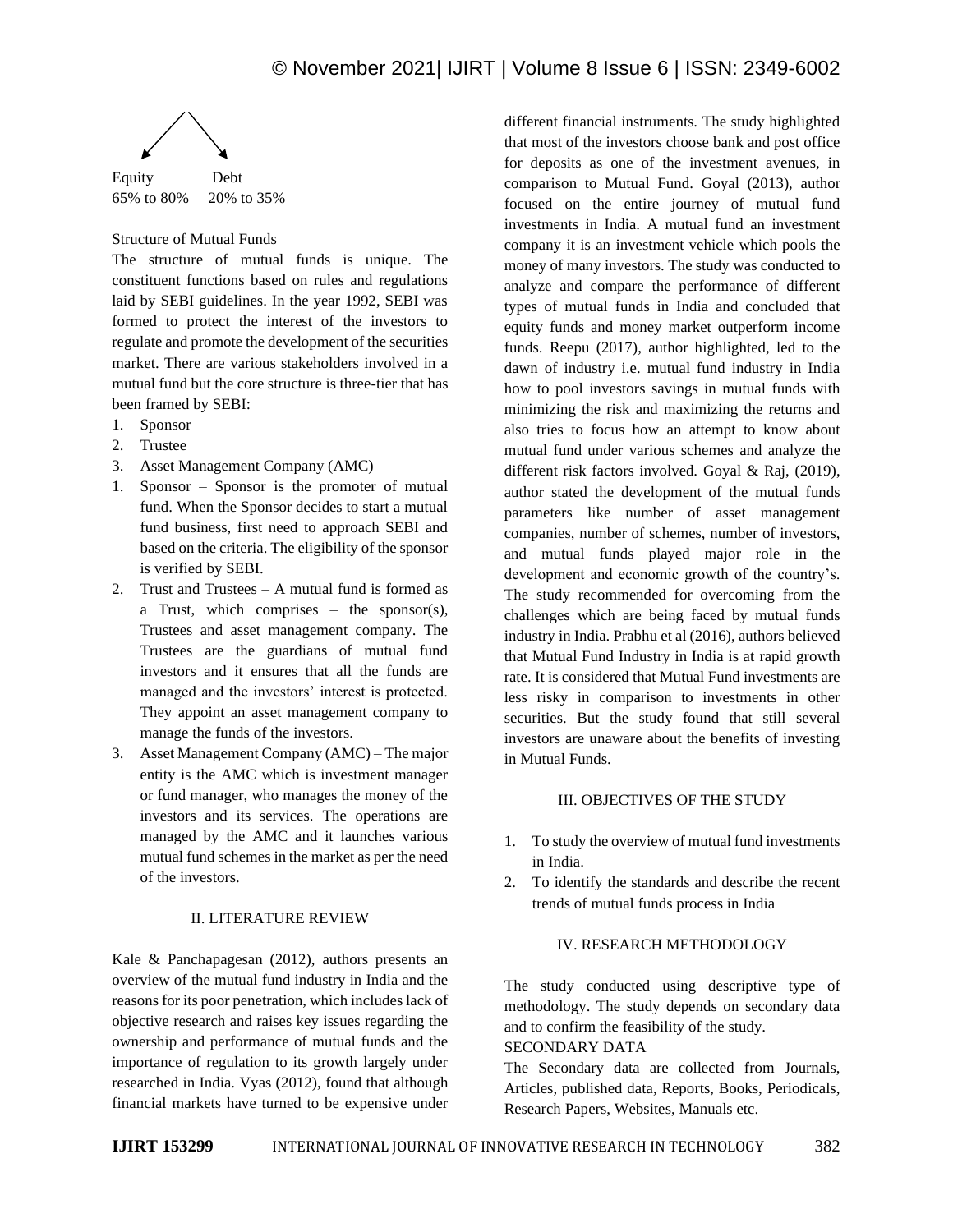Equity 65% to 80% | Debt 20% to 35%

Structure of Mutual Funds

The structure of mutual funds is unique. The constituent functions based on rules and regulations laid by SEBI guidelines. In the year 1992, SEBI was formed to protect the interest of the investors to regulate and promote the development of the securities market. There are various stakeholders involved in a mutual fund but the core structure is three-tier that has been framed by SEBI:

1. Sponsor
2. Trustee
3. Asset Management Company (AMC)

1. Sponsor – Sponsor is the promoter of mutual fund. When the Sponsor decides to start a mutual fund business, first need to approach SEBI and based on the criteria. The eligibility of the sponsor is verified by SEBI.
2. Trust and Trustees – A mutual fund is formed as a Trust, which comprises – the sponsor(s), Trustees and asset management company. The Trustees are the guardians of mutual fund investors and it ensures that all the funds are managed and the investors' interest is protected. They appoint an asset management company to manage the funds of the investors.
3. Asset Management Company (AMC) – The major entity is the AMC which is investment manager or fund manager, who manages the money of the investors and its services. The operations are managed by the AMC and it launches various mutual fund schemes in the market as per the need of the investors.

## II. LITERATURE REVIEW

Kale & Panchapagesan (2012), authors presents an overview of the mutual fund industry in India and the reasons for its poor penetration, which includes lack of objective research and raises key issues regarding the ownership and performance of mutual funds and the importance of regulation to its growth largely under researched in India. Vyas (2012), found that although financial markets have turned to be expensive under different financial instruments. The study highlighted that most of the investors choose bank and post office for deposits as one of the investment avenues, in comparison to Mutual Fund. Goyal (2013), author focused on the entire journey of mutual fund investments in India. A mutual fund an investment company it is an investment vehicle which pools the money of many investors. The study was conducted to analyze and compare the performance of different types of mutual funds in India and concluded that equity funds and money market outperform income funds. Reepu (2017), author highlighted, led to the dawn of industry i.e. mutual fund industry in India how to pool investors savings in mutual funds with minimizing the risk and maximizing the returns and also tries to focus how an attempt to know about mutual fund under various schemes and analyze the different risk factors involved. Goyal & Raj, (2019), author stated the development of the mutual funds parameters like number of asset management companies, number of schemes, number of investors, and mutual funds played major role in the development and economic growth of the country's. The study recommended for overcoming from the challenges which are being faced by mutual funds industry in India. Prabhu et al (2016), authors believed that Mutual Fund Industry in India is at rapid growth rate. It is considered that Mutual Fund investments are less risky in comparison to investments in other securities. But the study found that still several investors are unaware about the benefits of investing in Mutual Funds.

## III. OBJECTIVES OF THE STUDY

1. To study the overview of mutual fund investments in India.
2. To identify the standards and describe the recent trends of mutual funds process in India

## IV. RESEARCH METHODOLOGY

The study conducted using descriptive type of methodology. The study depends on secondary data and to confirm the feasibility of the study.

SECONDARY DATA

The Secondary data are collected from Journals, Articles, published data, Reports, Books, Periodicals, Research Papers, Websites, Manuals etc.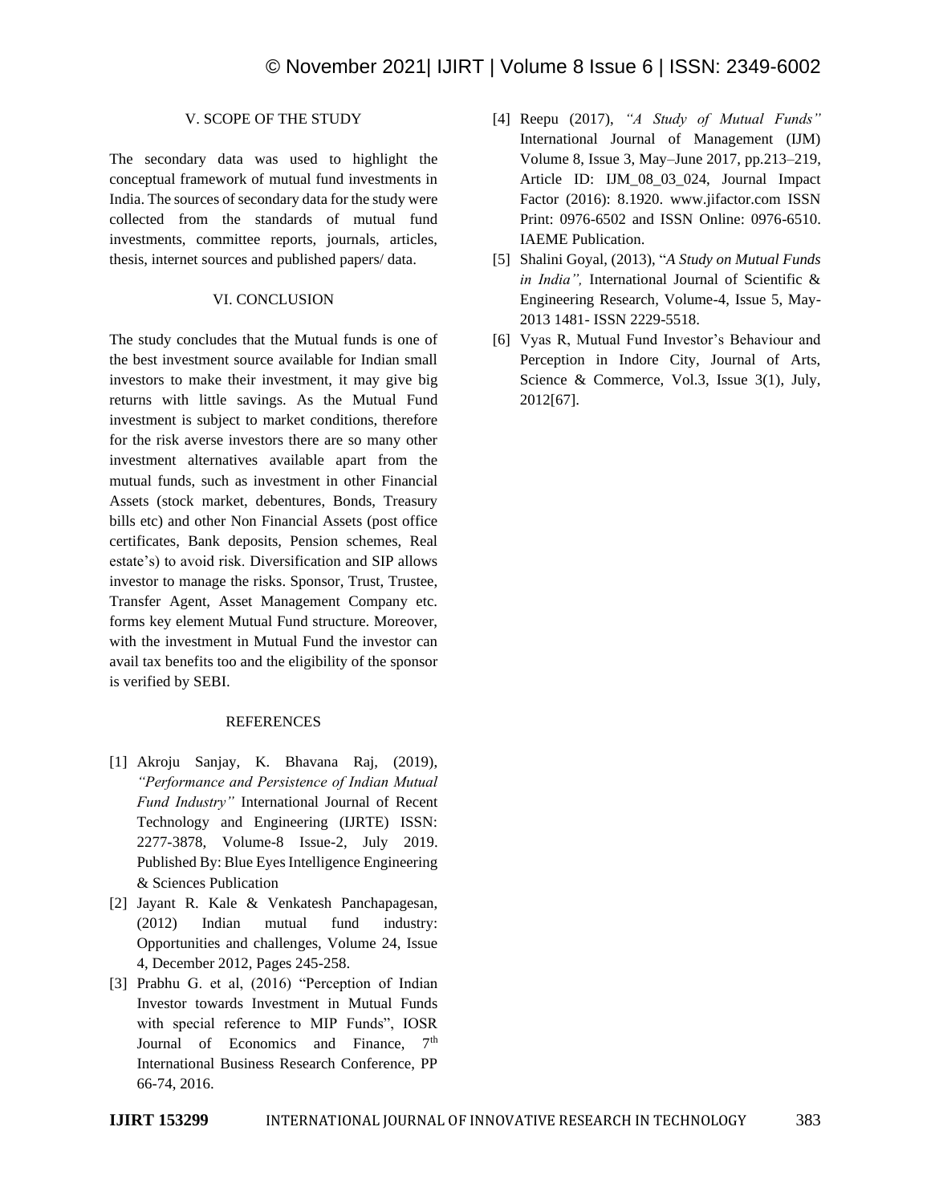## V. SCOPE OF THE STUDY

The secondary data was used to highlight the conceptual framework of mutual fund investments in India. The sources of secondary data for the study were collected from the standards of mutual fund investments, committee reports, journals, articles, thesis, internet sources and published papers/ data.

## VI. CONCLUSION

The study concludes that the Mutual funds is one of the best investment source available for Indian small investors to make their investment, it may give big returns with little savings. As the Mutual Fund investment is subject to market conditions, therefore for the risk averse investors there are so many other investment alternatives available apart from the mutual funds, such as investment in other Financial Assets (stock market, debentures, Bonds, Treasury bills etc) and other Non Financial Assets (post office certificates, Bank deposits, Pension schemes, Real estate's) to avoid risk. Diversification and SIP allows investor to manage the risks. Sponsor, Trust, Trustee, Transfer Agent, Asset Management Company etc. forms key element Mutual Fund structure. Moreover, with the investment in Mutual Fund the investor can avail tax benefits too and the eligibility of the sponsor is verified by SEBI.

## REFERENCES

[1] Akroju Sanjay, K. Bhavana Raj, (2019), *"Performance and Persistence of Indian Mutual Fund Industry"* International Journal of Recent Technology and Engineering (IJRTE) ISSN: 2277-3878, Volume-8 Issue-2, July 2019. Published By: Blue Eyes Intelligence Engineering & Sciences Publication

[2] Jayant R. Kale & Venkatesh Panchapagesan, (2012) Indian mutual fund industry: Opportunities and challenges, Volume 24, Issue 4, December 2012, Pages 245-258.

[3] Prabhu G. et al, (2016) "Perception of Indian Investor towards Investment in Mutual Funds with special reference to MIP Funds", IOSR Journal of Economics and Finance, 7th International Business Research Conference, PP 66-74, 2016.

[4] Reepu (2017), *"A Study of Mutual Funds"* International Journal of Management (IJM) Volume 8, Issue 3, May–June 2017, pp.213–219, Article ID: IJM_08_03_024, Journal Impact Factor (2016): 8.1920. www.jifactor.com ISSN Print: 0976-6502 and ISSN Online: 0976-6510. IAEME Publication.

[5] Shalini Goyal, (2013), "*A Study on Mutual Funds in India",* International Journal of Scientific & Engineering Research, Volume-4, Issue 5, May-2013 1481- ISSN 2229-5518.

[6] Vyas R, Mutual Fund Investor's Behaviour and Perception in Indore City, Journal of Arts, Science & Commerce, Vol.3, Issue 3(1), July, 2012[67].